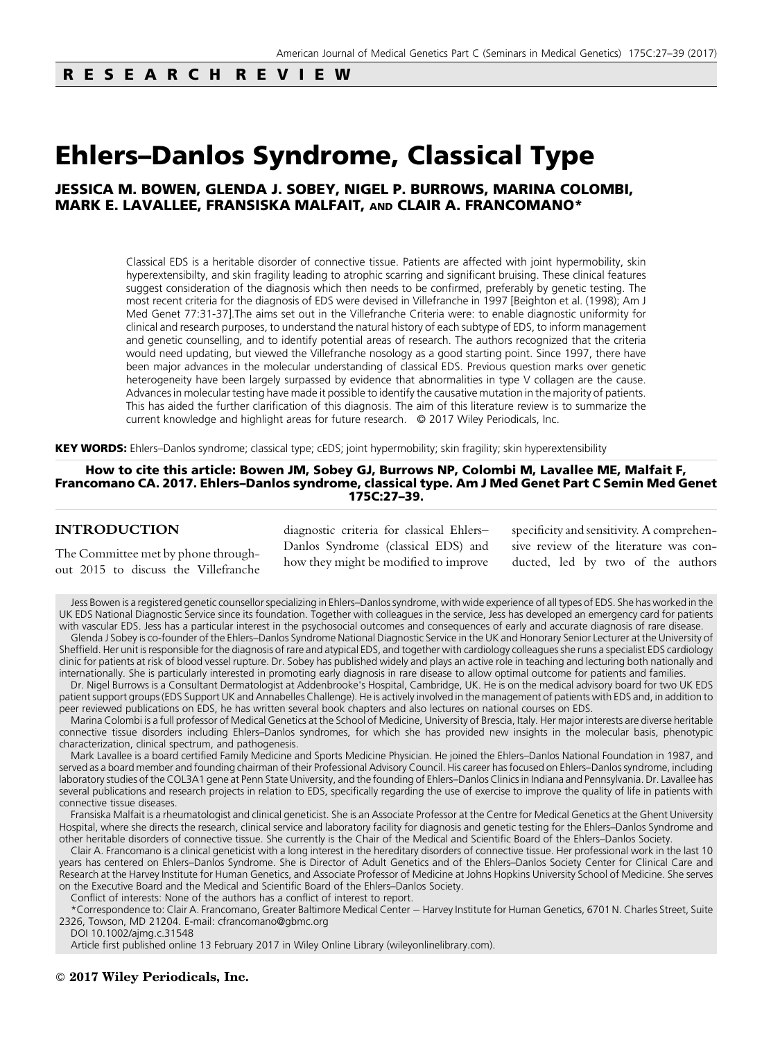**RESEARCH REVIEW**

# Ehlers–Danlos Syndrome, Classical Type

**JESSICA M. BOWEN, GLENDA J. SOBEY, NIGEL P. BURROWS, MARINA COLOMBI, MARK E. LAVALLEE, FRANSISKA MALFAIT, AND CLAIR A. FRANCOMANO***

Classical EDS is a heritable disorder of connective tissue. Patients are affected with joint hypermobility, skin hyperextensibilty, and skin fragility leading to atrophic scarring and significant bruising. These clinical features suggest consideration of the diagnosis which then needs to be confirmed, preferably by genetic testing. The most recent criteria for the diagnosis of EDS were devised in Villefranche in 1997 [Beighton et al. (1998); Am J Med Genet 77:31-37].The aims set out in the Villefranche Criteria were: to enable diagnostic uniformity for clinical and research purposes, to understand the natural history of each subtype of EDS, to inform management and genetic counselling, and to identify potential areas of research. The authors recognized that the criteria would need updating, but viewed the Villefranche nosology as a good starting point. Since 1997, there have been major advances in the molecular understanding of classical EDS. Previous question marks over genetic heterogeneity have been largely surpassed by evidence that abnormalities in type V collagen are the cause. Advances in molecular testing have made it possible to identify the causative mutation in the majority of patients. This has aided the further clarification of this diagnosis. The aim of this literature review is to summarize the current knowledge and highlight areas for future research. © 2017 Wiley Periodicals, Inc.

**KEY WORDS:** Ehlers–Danlos syndrome; classical type; cEDS; joint hypermobility; skin fragility; skin hyperextensibility

**How to cite this article: Bowen JM, Sobey GJ, Burrows NP, Colombi M, Lavallee ME, Malfait F, Francomano CA. 2017. Ehlers–Danlos syndrome, classical type. Am J Med Genet Part C Semin Med Genet 175C:27–39.**

## INTRODUCTION

The Committee met by phone throughout 2015 to discuss the Villefranche diagnostic criteria for classical Ehlers–Danlos Syndrome (classical EDS) and how they might be modified to improve specificity and sensitivity. A comprehensive review of the literature was conducted, led by two of the authors

Jess Bowen is a registered genetic counsellor specializing in Ehlers–Danlos syndrome, with wide experience of all types of EDS. She has worked in the UK EDS National Diagnostic Service since its foundation. Together with colleagues in the service, Jess has developed an emergency card for patients with vascular EDS. Jess has a particular interest in the psychosocial outcomes and consequences of early and accurate diagnosis of rare disease.

Glenda J Sobey is co-founder of the Ehlers–Danlos Syndrome National Diagnostic Service in the UK and Honorary Senior Lecturer at the University of Sheffield. Her unit is responsible for the diagnosis of rare and atypical EDS, and together with cardiology colleagues she runs a specialist EDS cardiology clinic for patients at risk of blood vessel rupture. Dr. Sobey has published widely and plays an active role in teaching and lecturing both nationally and internationally. She is particularly interested in promoting early diagnosis in rare disease to allow optimal outcome for patients and families.

Dr. Nigel Burrows is a Consultant Dermatologist at Addenbrooke's Hospital, Cambridge, UK. He is on the medical advisory board for two UK EDS patient support groups (EDS Support UK and Annabelles Challenge). He is actively involved in the management of patients with EDS and, in addition to peer reviewed publications on EDS, he has written several book chapters and also lectures on national courses on EDS.

Marina Colombi is a full professor of Medical Genetics at the School of Medicine, University of Brescia, Italy. Her major interests are diverse heritable connective tissue disorders including Ehlers–Danlos syndromes, for which she has provided new insights in the molecular basis, phenotypic characterization, clinical spectrum, and pathogenesis.

Mark Lavallee is a board certified Family Medicine and Sports Medicine Physician. He joined the Ehlers–Danlos National Foundation in 1987, and served as a board member and founding chairman of their Professional Advisory Council. His career has focused on Ehlers–Danlos syndrome, including laboratory studies of the COL3A1 gene at Penn State University, and the founding of Ehlers–Danlos Clinics in Indiana and Pennsylvania. Dr. Lavallee has several publications and research projects in relation to EDS, specifically regarding the use of exercise to improve the quality of life in patients with connective tissue diseases.

Fransiska Malfait is a rheumatologist and clinical geneticist. She is an Associate Professor at the Centre for Medical Genetics at the Ghent University Hospital, where she directs the research, clinical service and laboratory facility for diagnosis and genetic testing for the Ehlers–Danlos Syndrome and other heritable disorders of connective tissue. She currently is the Chair of the Medical and Scientific Board of the Ehlers–Danlos Society.

Clair A. Francomano is a clinical geneticist with a long interest in the hereditary disorders of connective tissue. Her professional work in the last 10 years has centered on Ehlers–Danlos Syndrome. She is Director of Adult Genetics and of the Ehlers–Danlos Society Center for Clinical Care and Research at the Harvey Institute for Human Genetics, and Associate Professor of Medicine at Johns Hopkins University School of Medicine. She serves on the Executive Board and the Medical and Scientific Board of the Ehlers–Danlos Society.

Conflict of interests: None of the authors has a conflict of interest to report.

*Correspondence to: Clair A. Francomano, Greater Baltimore Medical Center – Harvey Institute for Human Genetics, 6701 N. Charles Street, Suite 2326, Towson, MD 21204. E-mail: cfrancomano@gbmc.org

DOI 10.1002/ajmg.c.31548

Article first published online 13 February 2017 in Wiley Online Library (wileyonlinelibrary.com).

© 2017 Wiley Periodicals, Inc.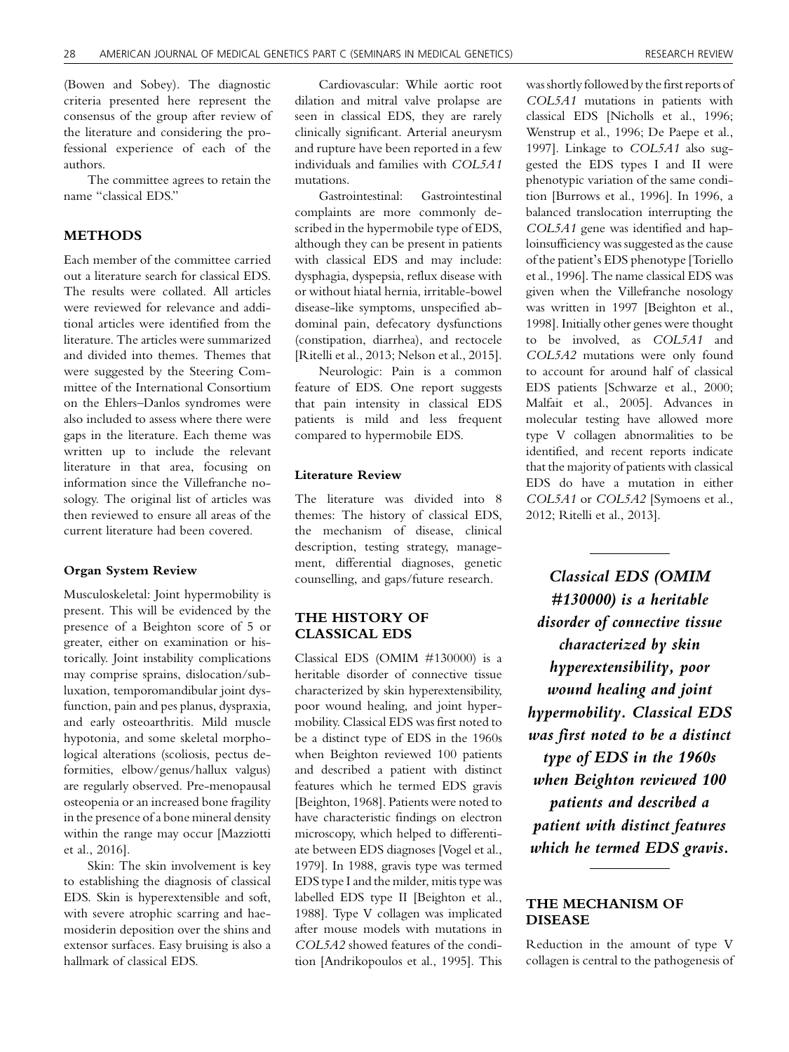(Bowen and Sobey). The diagnostic criteria presented here represent the consensus of the group after review of the literature and considering the professional experience of each of the authors.

The committee agrees to retain the name "classical EDS."

## METHODS

Each member of the committee carried out a literature search for classical EDS. The results were collated. All articles were reviewed for relevance and additional articles were identified from the literature. The articles were summarized and divided into themes. Themes that were suggested by the Steering Committee of the International Consortium on the Ehlers–Danlos syndromes were also included to assess where there were gaps in the literature. Each theme was written up to include the relevant literature in that area, focusing on information since the Villefranche nosology. The original list of articles was then reviewed to ensure all areas of the current literature had been covered.

### Organ System Review

Musculoskeletal: Joint hypermobility is present. This will be evidenced by the presence of a Beighton score of 5 or greater, either on examination or historically. Joint instability complications may comprise sprains, dislocation/subluxation, temporomandibular joint dysfunction, pain and pes planus, dyspraxia, and early osteoarthritis. Mild muscle hypotonia, and some skeletal morphological alterations (scoliosis, pectus deformities, elbow/genus/hallux valgus) are regularly observed. Pre-menopausal osteopenia or an increased bone fragility in the presence of a bone mineral density within the range may occur [Mazziotti et al., 2016].

Skin: The skin involvement is key to establishing the diagnosis of classical EDS. Skin is hyperextensible and soft, with severe atrophic scarring and haemosiderin deposition over the shins and extensor surfaces. Easy bruising is also a hallmark of classical EDS.

Cardiovascular: While aortic root dilation and mitral valve prolapse are seen in classical EDS, they are rarely clinically significant. Arterial aneurysm and rupture have been reported in a few individuals and families with *COL5A1* mutations.

Gastrointestinal: Gastrointestinal complaints are more commonly described in the hypermobile type of EDS, although they can be present in patients with classical EDS and may include: dysphagia, dyspepsia, reflux disease with or without hiatal hernia, irritable-bowel disease-like symptoms, unspecified abdominal pain, defecatory dysfunctions (constipation, diarrhea), and rectocele [Ritelli et al., 2013; Nelson et al., 2015].

Neurologic: Pain is a common feature of EDS. One report suggests that pain intensity in classical EDS patients is mild and less frequent compared to hypermobile EDS.

### Literature Review

The literature was divided into 8 themes: The history of classical EDS, the mechanism of disease, clinical description, testing strategy, management, differential diagnoses, genetic counselling, and gaps/future research.

## THE HISTORY OF CLASSICAL EDS

Classical EDS (OMIM #130000) is a heritable disorder of connective tissue characterized by skin hyperextensibility, poor wound healing, and joint hypermobility. Classical EDS was first noted to be a distinct type of EDS in the 1960s when Beighton reviewed 100 patients and described a patient with distinct features which he termed EDS gravis [Beighton, 1968]. Patients were noted to have characteristic findings on electron microscopy, which helped to differentiate between EDS diagnoses [Vogel et al., 1979]. In 1988, gravis type was termed EDS type I and the milder, mitis type was labelled EDS type II [Beighton et al., 1988]. Type V collagen was implicated after mouse models with mutations in *COL5A2* showed features of the condition [Andrikopoulos et al., 1995]. This was shortly followed by the first reports of *COL5A1* mutations in patients with classical EDS [Nicholls et al., 1996; Wenstrup et al., 1996; De Paepe et al., 1997]. Linkage to *COL5A1* also suggested the EDS types I and II were phenotypic variation of the same condition [Burrows et al., 1996]. In 1996, a balanced translocation interrupting the *COL5A1* gene was identified and haploinsufficiency was suggested as the cause of the patient's EDS phenotype [Toriello et al., 1996]. The name classical EDS was given when the Villefranche nosology was written in 1997 [Beighton et al., 1998]. Initially other genes were thought to be involved, as *COL5A1* and *COL5A2* mutations were only found to account for around half of classical EDS patients [Schwarze et al., 2000; Malfait et al., 2005]. Advances in molecular testing have allowed more type V collagen abnormalities to be identified, and recent reports indicate that the majority of patients with classical EDS do have a mutation in either *COL5A1* or *COL5A2* [Symoens et al., 2012; Ritelli et al., 2013].

***Classical EDS (OMIM #130000) is a heritable disorder of connective tissue characterized by skin hyperextensibility, poor wound healing and joint hypermobility. Classical EDS was first noted to be a distinct type of EDS in the 1960s when Beighton reviewed 100 patients and described a patient with distinct features which he termed EDS gravis.***

## THE MECHANISM OF DISEASE

Reduction in the amount of type V collagen is central to the pathogenesis of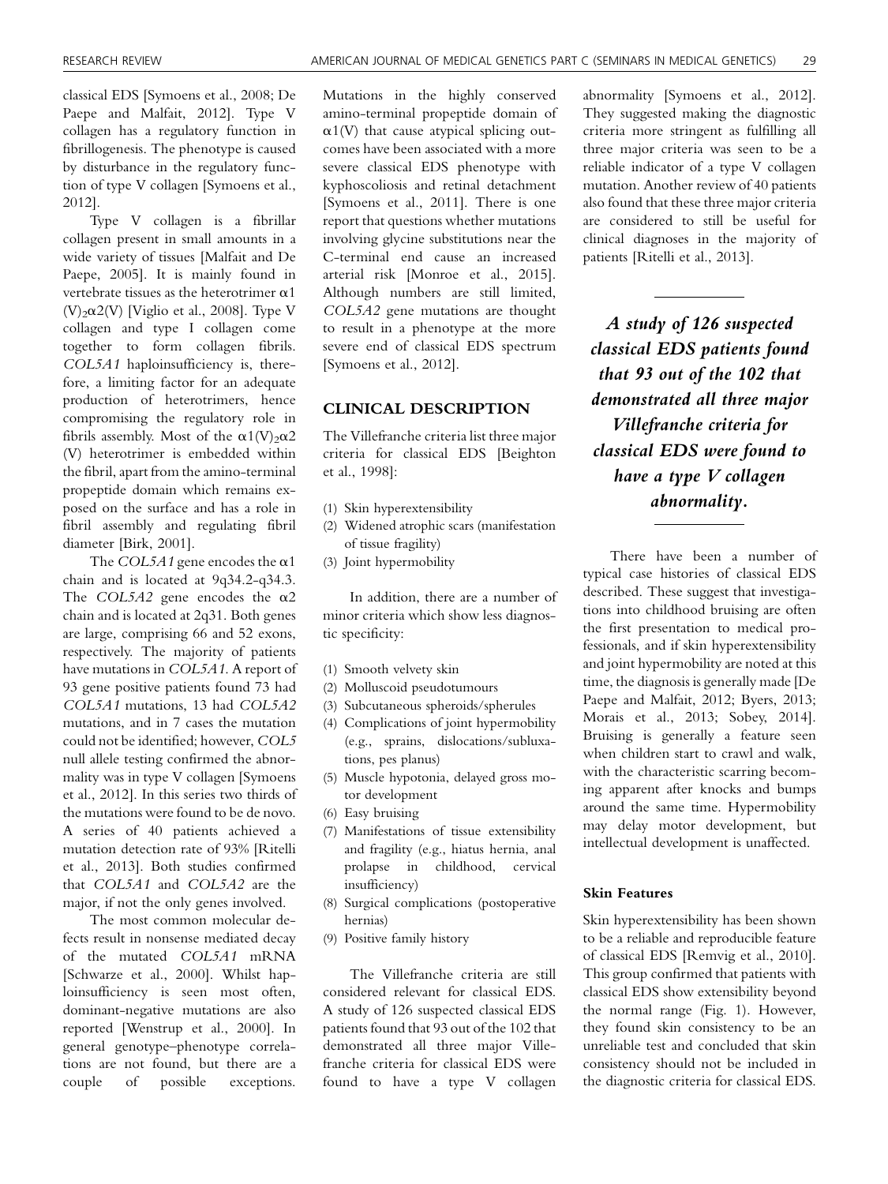classical EDS [Symoens et al., 2008; De Paepe and Malfait, 2012]. Type V collagen has a regulatory function in fibrillogenesis. The phenotype is caused by disturbance in the regulatory function of type V collagen [Symoens et al., 2012].

Type V collagen is a fibrillar collagen present in small amounts in a wide variety of tissues [Malfait and De Paepe, 2005]. It is mainly found in vertebrate tissues as the heterotrimer $\alpha 1(V)_2\alpha 2(V)$ [Viglio et al., 2008]. Type V collagen and type I collagen come together to form collagen fibrils. *COL5A1* haploinsufficiency is, therefore, a limiting factor for an adequate production of heterotrimers, hence compromising the regulatory role in fibrils assembly. Most of the $\alpha 1(V)_2\alpha 2(V)$ heterotrimer is embedded within the fibril, apart from the amino-terminal propeptide domain which remains exposed on the surface and has a role in fibril assembly and regulating fibril diameter [Birk, 2001].

The *COL5A1* gene encodes the $\alpha 1$ chain and is located at 9q34.2-q34.3. The *COL5A2* gene encodes the $\alpha 2$ chain and is located at 2q31. Both genes are large, comprising 66 and 52 exons, respectively. The majority of patients have mutations in *COL5A1*. A report of 93 gene positive patients found 73 had *COL5A1* mutations, 13 had *COL5A2* mutations, and in 7 cases the mutation could not be identified; however, *COL5* null allele testing confirmed the abnormality was in type V collagen [Symoens et al., 2012]. In this series two thirds of the mutations were found to be de novo. A series of 40 patients achieved a mutation detection rate of 93% [Ritelli et al., 2013]. Both studies confirmed that *COL5A1* and *COL5A2* are the major, if not the only genes involved.

The most common molecular defects result in nonsense mediated decay of the mutated *COL5A1* mRNA [Schwarze et al., 2000]. Whilst haploinsufficiency is seen most often, dominant-negative mutations are also reported [Wenstrup et al., 2000]. In general genotype–phenotype correlations are not found, but there are a couple of possible exceptions. Mutations in the highly conserved amino-terminal propeptide domain of $\alpha 1(V)$ that cause atypical splicing outcomes have been associated with a more severe classical EDS phenotype with kyphoscoliosis and retinal detachment [Symoens et al., 2011]. There is one report that questions whether mutations involving glycine substitutions near the C-terminal end cause an increased arterial risk [Monroe et al., 2015]. Although numbers are still limited, *COL5A2* gene mutations are thought to result in a phenotype at the more severe end of classical EDS spectrum [Symoens et al., 2012].

## CLINICAL DESCRIPTION

The Villefranche criteria list three major criteria for classical EDS [Beighton et al., 1998]:

1. Skin hyperextensibility
2. Widened atrophic scars (manifestation of tissue fragility)
3. Joint hypermobility

In addition, there are a number of minor criteria which show less diagnostic specificity:

1. Smooth velvety skin
2. Molluscoid pseudotumours
3. Subcutaneous spheroids/spherules
4. Complications of joint hypermobility (e.g., sprains, dislocations/subluxations, pes planus)
5. Muscle hypotonia, delayed gross motor development
6. Easy bruising
7. Manifestations of tissue extensibility and fragility (e.g., hiatus hernia, anal prolapse in childhood, cervical insufficiency)
8. Surgical complications (postoperative hernias)
9. Positive family history

The Villefranche criteria are still considered relevant for classical EDS. A study of 126 suspected classical EDS patients found that 93 out of the 102 that demonstrated all three major Villefranche criteria for classical EDS were found to have a type V collagen abnormality [Symoens et al., 2012]. They suggested making the diagnostic criteria more stringent as fulfilling all three major criteria was seen to be a reliable indicator of a type V collagen mutation. Another review of 40 patients also found that these three major criteria are considered to still be useful for clinical diagnoses in the majority of patients [Ritelli et al., 2013].

> ***A study of 126 suspected classical EDS patients found that 93 out of the 102 that demonstrated all three major Villefranche criteria for classical EDS were found to have a type V collagen abnormality.***

There have been a number of typical case histories of classical EDS described. These suggest that investigations into childhood bruising are often the first presentation to medical professionals, and if skin hyperextensibility and joint hypermobility are noted at this time, the diagnosis is generally made [De Paepe and Malfait, 2012; Byers, 2013; Morais et al., 2013; Sobey, 2014]. Bruising is generally a feature seen when children start to crawl and walk, with the characteristic scarring becoming apparent after knocks and bumps around the same time. Hypermobility may delay motor development, but intellectual development is unaffected.

### Skin Features

Skin hyperextensibility has been shown to be a reliable and reproducible feature of classical EDS [Remvig et al., 2010]. This group confirmed that patients with classical EDS show extensibility beyond the normal range (Fig. 1). However, they found skin consistency to be an unreliable test and concluded that skin consistency should not be included in the diagnostic criteria for classical EDS.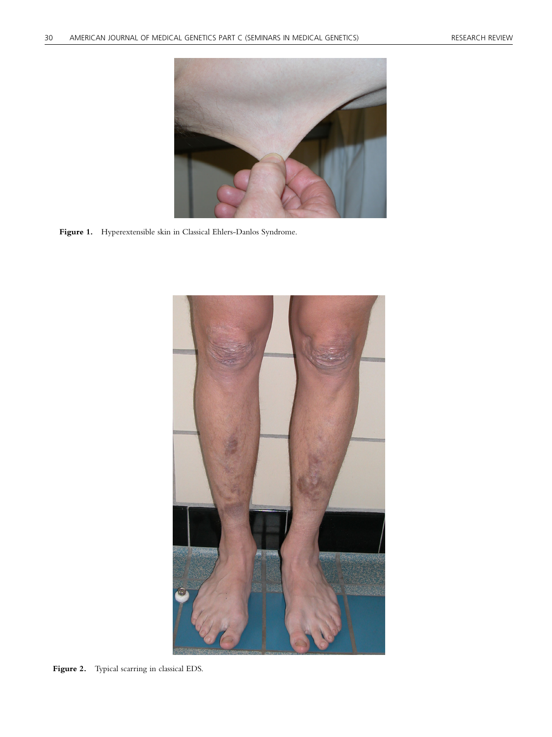Figure 1. Hyperextensible skin in Classical Ehlers-Danlos Syndrome.

Figure 2. Typical scarring in classical EDS.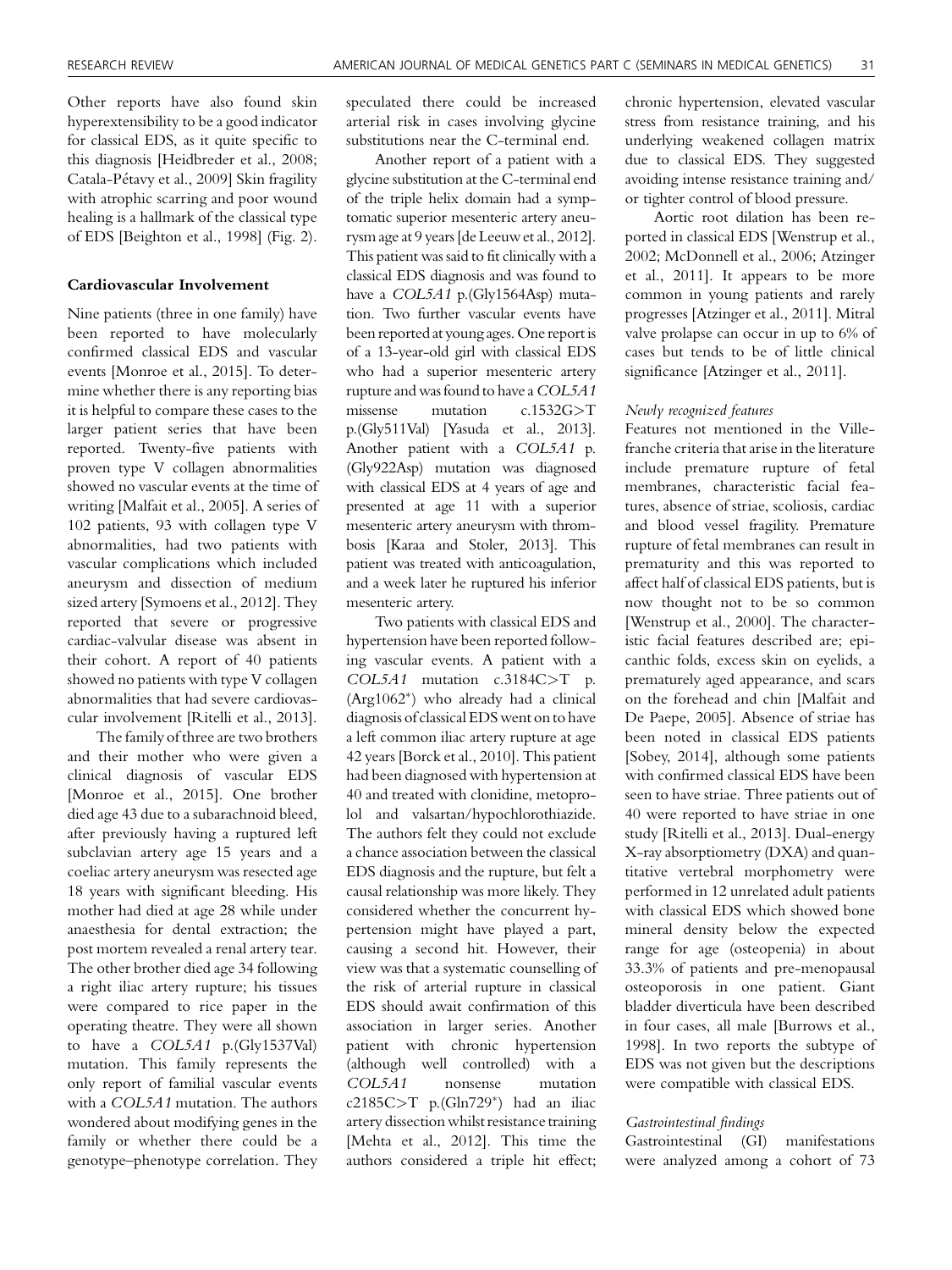Other reports have also found skin hyperextensibility to be a good indicator for classical EDS, as it quite specific to this diagnosis [Heidbreder et al., 2008; Catala-Pétavy et al., 2009] Skin fragility with atrophic scarring and poor wound healing is a hallmark of the classical type of EDS [Beighton et al., 1998] (Fig. 2).

### Cardiovascular Involvement

Nine patients (three in one family) have been reported to have molecularly confirmed classical EDS and vascular events [Monroe et al., 2015]. To determine whether there is any reporting bias it is helpful to compare these cases to the larger patient series that have been reported. Twenty-five patients with proven type V collagen abnormalities showed no vascular events at the time of writing [Malfait et al., 2005]. A series of 102 patients, 93 with collagen type V abnormalities, had two patients with vascular complications which included aneurysm and dissection of medium sized artery [Symoens et al., 2012]. They reported that severe or progressive cardiac-valvular disease was absent in their cohort. A report of 40 patients showed no patients with type V collagen abnormalities that had severe cardiovascular involvement [Ritelli et al., 2013].

The family of three are two brothers and their mother who were given a clinical diagnosis of vascular EDS [Monroe et al., 2015]. One brother died age 43 due to a subarachnoid bleed, after previously having a ruptured left subclavian artery age 15 years and a coeliac artery aneurysm was resected age 18 years with significant bleeding. His mother had died at age 28 while under anaesthesia for dental extraction; the post mortem revealed a renal artery tear. The other brother died age 34 following a right iliac artery rupture; his tissues were compared to rice paper in the operating theatre. They were all shown to have a *COL5A1* p.(Gly1537Val) mutation. This family represents the only report of familial vascular events with a *COL5A1* mutation. The authors wondered about modifying genes in the family or whether there could be a genotype–phenotype correlation. They speculated there could be increased arterial risk in cases involving glycine substitutions near the C-terminal end.

Another report of a patient with a glycine substitution at the C-terminal end of the triple helix domain had a symptomatic superior mesenteric artery aneurysm age at 9 years [de Leeuw et al., 2012]. This patient was said to fit clinically with a classical EDS diagnosis and was found to have a *COL5A1* p.(Gly1564Asp) mutation. Two further vascular events have been reported at young ages. One report is of a 13-year-old girl with classical EDS who had a superior mesenteric artery rupture and was found to have a *COL5A1* missense mutation c.1532G>T p.(Gly511Val) [Yasuda et al., 2013]. Another patient with a *COL5A1* p.(Gly922Asp) mutation was diagnosed with classical EDS at 4 years of age and presented at age 11 with a superior mesenteric artery aneurysm with thrombosis [Karaa and Stoler, 2013]. This patient was treated with anticoagulation, and a week later he ruptured his inferior mesenteric artery.

Two patients with classical EDS and hypertension have been reported following vascular events. A patient with a *COL5A1* mutation c.3184C>T p.(Arg1062*) who already had a clinical diagnosis of classical EDS went on to have a left common iliac artery rupture at age 42 years [Borck et al., 2010]. This patient had been diagnosed with hypertension at 40 and treated with clonidine, metoprolol and valsartan/hypochlorothiazide. The authors felt they could not exclude a chance association between the classical EDS diagnosis and the rupture, but felt a causal relationship was more likely. They considered whether the concurrent hypertension might have played a part, causing a second hit. However, their view was that a systematic counselling of the risk of arterial rupture in classical EDS should await confirmation of this association in larger series. Another patient with chronic hypertension (although well controlled) with a *COL5A1* nonsense mutation c2185C>T p.(Gln729*) had an iliac artery dissection whilst resistance training [Mehta et al., 2012]. This time the authors considered a triple hit effect; chronic hypertension, elevated vascular stress from resistance training, and his underlying weakened collagen matrix due to classical EDS. They suggested avoiding intense resistance training and/or tighter control of blood pressure.

Aortic root dilation has been reported in classical EDS [Wenstrup et al., 2002; McDonnell et al., 2006; Atzinger et al., 2011]. It appears to be more common in young patients and rarely progresses [Atzinger et al., 2011]. Mitral valve prolapse can occur in up to 6% of cases but tends to be of little clinical significance [Atzinger et al., 2011].

#### *Newly recognized features*

Features not mentioned in the Villefranche criteria that arise in the literature include premature rupture of fetal membranes, characteristic facial features, absence of striae, scoliosis, cardiac and blood vessel fragility. Premature rupture of fetal membranes can result in prematurity and this was reported to affect half of classical EDS patients, but is now thought not to be so common [Wenstrup et al., 2000]. The characteristic facial features described are; epicanthic folds, excess skin on eyelids, a prematurely aged appearance, and scars on the forehead and chin [Malfait and De Paepe, 2005]. Absence of striae has been noted in classical EDS patients [Sobey, 2014], although some patients with confirmed classical EDS have been seen to have striae. Three patients out of 40 were reported to have striae in one study [Ritelli et al., 2013]. Dual-energy X-ray absorptiometry (DXA) and quantitative vertebral morphometry were performed in 12 unrelated adult patients with classical EDS which showed bone mineral density below the expected range for age (osteopenia) in about 33.3% of patients and pre-menopausal osteoporosis in one patient. Giant bladder diverticula have been described in four cases, all male [Burrows et al., 1998]. In two reports the subtype of EDS was not given but the descriptions were compatible with classical EDS.

#### *Gastrointestinal findings*

Gastrointestinal (GI) manifestations were analyzed among a cohort of 73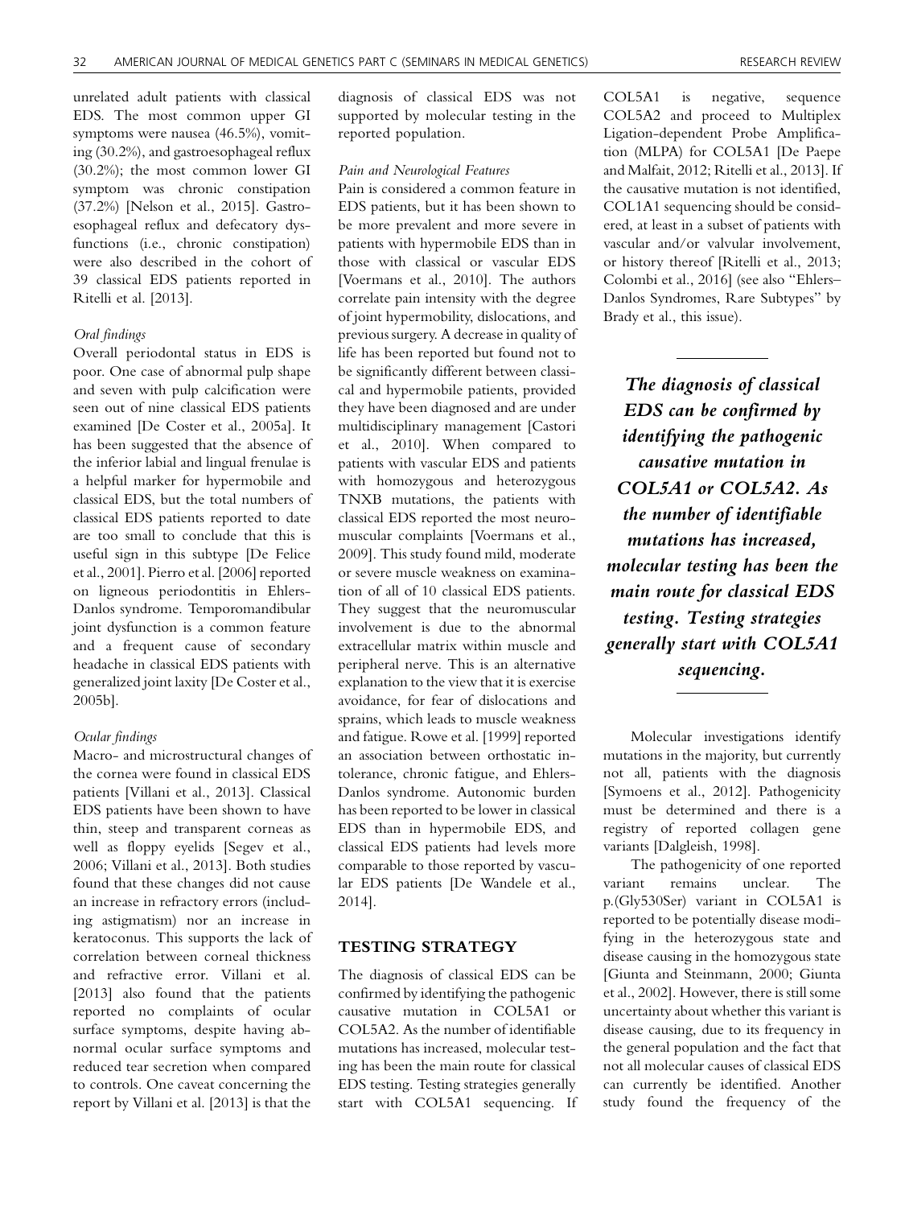unrelated adult patients with classical EDS. The most common upper GI symptoms were nausea (46.5%), vomiting (30.2%), and gastroesophageal reflux (30.2%); the most common lower GI symptom was chronic constipation (37.2%) [Nelson et al., 2015]. Gastroesophageal reflux and defecatory dysfunctions (i.e., chronic constipation) were also described in the cohort of 39 classical EDS patients reported in Ritelli et al. [2013].

*Oral findings*

Overall periodontal status in EDS is poor. One case of abnormal pulp shape and seven with pulp calcification were seen out of nine classical EDS patients examined [De Coster et al., 2005a]. It has been suggested that the absence of the inferior labial and lingual frenulae is a helpful marker for hypermobile and classical EDS, but the total numbers of classical EDS patients reported to date are too small to conclude that this is useful sign in this subtype [De Felice et al., 2001]. Pierro et al. [2006] reported on ligneous periodontitis in Ehlers-Danlos syndrome. Temporomandibular joint dysfunction is a common feature and a frequent cause of secondary headache in classical EDS patients with generalized joint laxity [De Coster et al., 2005b].

*Ocular findings*

Macro- and microstructural changes of the cornea were found in classical EDS patients [Villani et al., 2013]. Classical EDS patients have been shown to have thin, steep and transparent corneas as well as floppy eyelids [Segev et al., 2006; Villani et al., 2013]. Both studies found that these changes did not cause an increase in refractory errors (including astigmatism) nor an increase in keratoconus. This supports the lack of correlation between corneal thickness and refractive error. Villani et al. [2013] also found that the patients reported no complaints of ocular surface symptoms, despite having abnormal ocular surface symptoms and reduced tear secretion when compared to controls. One caveat concerning the report by Villani et al. [2013] is that the diagnosis of classical EDS was not supported by molecular testing in the reported population.

*Pain and Neurological Features*

Pain is considered a common feature in EDS patients, but it has been shown to be more prevalent and more severe in patients with hypermobile EDS than in those with classical or vascular EDS [Voermans et al., 2010]. The authors correlate pain intensity with the degree of joint hypermobility, dislocations, and previous surgery. A decrease in quality of life has been reported but found not to be significantly different between classical and hypermobile patients, provided they have been diagnosed and are under multidisciplinary management [Castori et al., 2010]. When compared to patients with vascular EDS and patients with homozygous and heterozygous TNXB mutations, the patients with classical EDS reported the most neuromuscular complaints [Voermans et al., 2009]. This study found mild, moderate or severe muscle weakness on examination of all of 10 classical EDS patients. They suggest that the neuromuscular involvement is due to the abnormal extracellular matrix within muscle and peripheral nerve. This is an alternative explanation to the view that it is exercise avoidance, for fear of dislocations and sprains, which leads to muscle weakness and fatigue. Rowe et al. [1999] reported an association between orthostatic intolerance, chronic fatigue, and Ehlers-Danlos syndrome. Autonomic burden has been reported to be lower in classical EDS than in hypermobile EDS, and classical EDS patients had levels more comparable to those reported by vascular EDS patients [De Wandele et al., 2014].

## TESTING STRATEGY

The diagnosis of classical EDS can be confirmed by identifying the pathogenic causative mutation in COL5A1 or COL5A2. As the number of identifiable mutations has increased, molecular testing has been the main route for classical EDS testing. Testing strategies generally start with COL5A1 sequencing. If COL5A1 is negative, sequence COL5A2 and proceed to Multiplex Ligation-dependent Probe Amplification (MLPA) for COL5A1 [De Paepe and Malfait, 2012; Ritelli et al., 2013]. If the causative mutation is not identified, COL1A1 sequencing should be considered, at least in a subset of patients with vascular and/or valvular involvement, or history thereof [Ritelli et al., 2013; Colombi et al., 2016] (see also "Ehlers–Danlos Syndromes, Rare Subtypes" by Brady et al., this issue).

> ***The diagnosis of classical EDS can be confirmed by identifying the pathogenic causative mutation in COL5A1 or COL5A2. As the number of identifiable mutations has increased, molecular testing has been the main route for classical EDS testing. Testing strategies generally start with COL5A1 sequencing.***

Molecular investigations identify mutations in the majority, but currently not all, patients with the diagnosis [Symoens et al., 2012]. Pathogenicity must be determined and there is a registry of reported collagen gene variants [Dalgleish, 1998].

The pathogenicity of one reported variant remains unclear. The p.(Gly530Ser) variant in COL5A1 is reported to be potentially disease modifying in the heterozygous state and disease causing in the homozygous state [Giunta and Steinmann, 2000; Giunta et al., 2002]. However, there is still some uncertainty about whether this variant is disease causing, due to its frequency in the general population and the fact that not all molecular causes of classical EDS can currently be identified. Another study found the frequency of the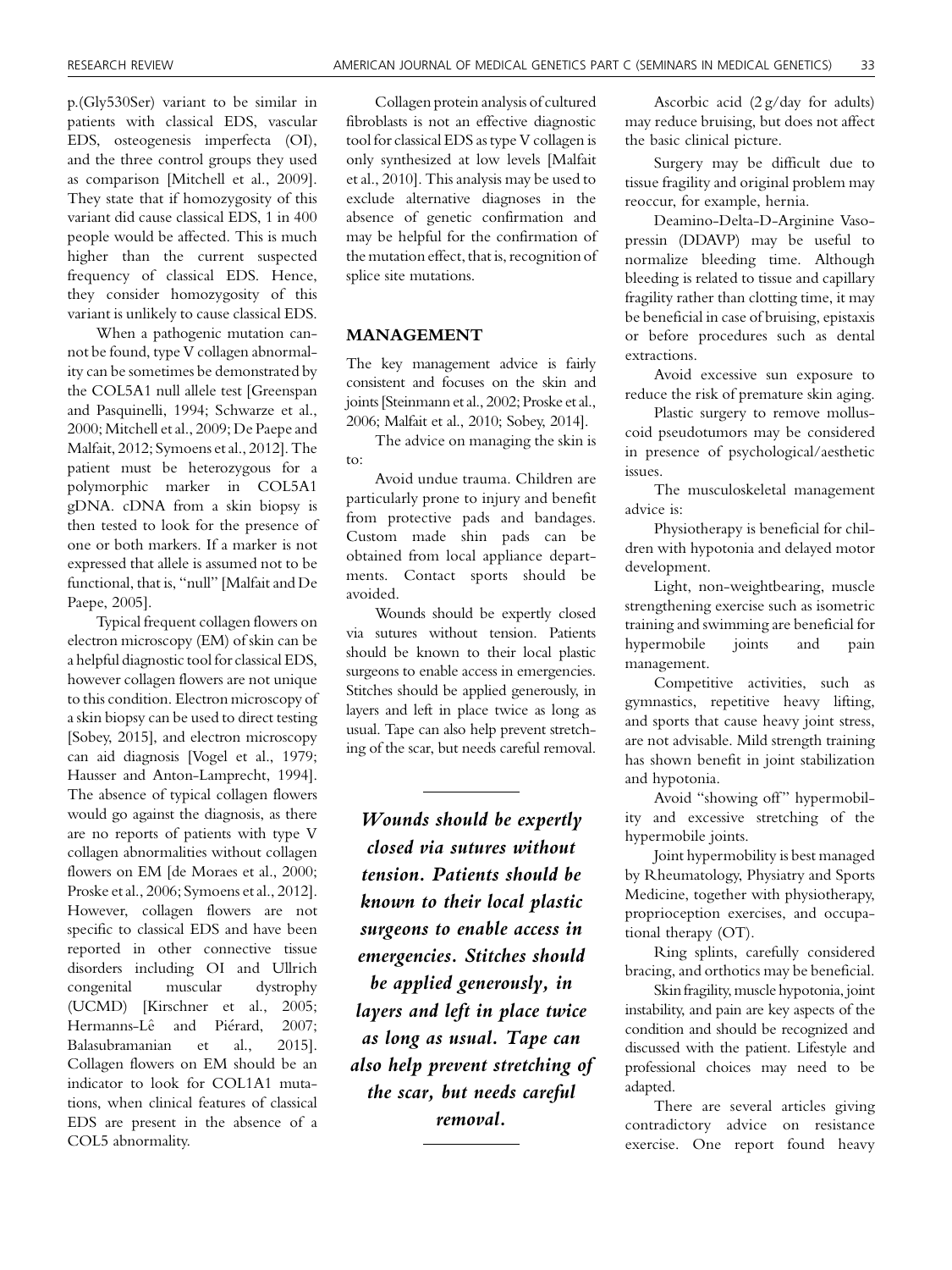p.(Gly530Ser) variant to be similar in patients with classical EDS, vascular EDS, osteogenesis imperfecta (OI), and the three control groups they used as comparison [Mitchell et al., 2009]. They state that if homozygosity of this variant did cause classical EDS, 1 in 400 people would be affected. This is much higher than the current suspected frequency of classical EDS. Hence, they consider homozygosity of this variant is unlikely to cause classical EDS.

When a pathogenic mutation cannot be found, type V collagen abnormality can be sometimes be demonstrated by the COL5A1 null allele test [Greenspan and Pasquinelli, 1994; Schwarze et al., 2000; Mitchell et al., 2009; De Paepe and Malfait, 2012; Symoens et al., 2012]. The patient must be heterozygous for a polymorphic marker in COL5A1 gDNA. cDNA from a skin biopsy is then tested to look for the presence of one or both markers. If a marker is not expressed that allele is assumed not to be functional, that is, "null" [Malfait and De Paepe, 2005].

Typical frequent collagen flowers on electron microscopy (EM) of skin can be a helpful diagnostic tool for classical EDS, however collagen flowers are not unique to this condition. Electron microscopy of a skin biopsy can be used to direct testing [Sobey, 2015], and electron microscopy can aid diagnosis [Vogel et al., 1979; Hausser and Anton-Lamprecht, 1994]. The absence of typical collagen flowers would go against the diagnosis, as there are no reports of patients with type V collagen abnormalities without collagen flowers on EM [de Moraes et al., 2000; Proske et al., 2006; Symoens et al., 2012]. However, collagen flowers are not specific to classical EDS and have been reported in other connective tissue disorders including OI and Ullrich congenital muscular dystrophy (UCMD) [Kirschner et al., 2005; Hermanns-Lê and Piérard, 2007; Balasubramanian et al., 2015]. Collagen flowers on EM should be an indicator to look for COL1A1 mutations, when clinical features of classical EDS are present in the absence of a COL5 abnormality.

Collagen protein analysis of cultured fibroblasts is not an effective diagnostic tool for classical EDS as type V collagen is only synthesized at low levels [Malfait et al., 2010]. This analysis may be used to exclude alternative diagnoses in the absence of genetic confirmation and may be helpful for the confirmation of the mutation effect, that is, recognition of splice site mutations.

## MANAGEMENT

The key management advice is fairly consistent and focuses on the skin and joints [Steinmann et al., 2002; Proske et al., 2006; Malfait et al., 2010; Sobey, 2014].

The advice on managing the skin is to:

Avoid undue trauma. Children are particularly prone to injury and benefit from protective pads and bandages. Custom made shin pads can be obtained from local appliance departments. Contact sports should be avoided.

Wounds should be expertly closed via sutures without tension. Patients should be known to their local plastic surgeons to enable access in emergencies. Stitches should be applied generously, in layers and left in place twice as long as usual. Tape can also help prevent stretching of the scar, but needs careful removal.

> ***Wounds should be expertly closed via sutures without tension. Patients should be known to their local plastic surgeons to enable access in emergencies. Stitches should be applied generously, in layers and left in place twice as long as usual. Tape can also help prevent stretching of the scar, but needs careful removal.***

Ascorbic acid (2 g/day for adults) may reduce bruising, but does not affect the basic clinical picture.

Surgery may be difficult due to tissue fragility and original problem may reoccur, for example, hernia.

Deamino-Delta-D-Arginine Vasopressin (DDAVP) may be useful to normalize bleeding time. Although bleeding is related to tissue and capillary fragility rather than clotting time, it may be beneficial in case of bruising, epistaxis or before procedures such as dental extractions.

Avoid excessive sun exposure to reduce the risk of premature skin aging.

Plastic surgery to remove molluscoid pseudotumors may be considered in presence of psychological/aesthetic issues.

The musculoskeletal management advice is:

Physiotherapy is beneficial for children with hypotonia and delayed motor development.

Light, non-weightbearing, muscle strengthening exercise such as isometric training and swimming are beneficial for hypermobile joints and pain management.

Competitive activities, such as gymnastics, repetitive heavy lifting, and sports that cause heavy joint stress, are not advisable. Mild strength training has shown benefit in joint stabilization and hypotonia.

Avoid "showing off" hypermobility and excessive stretching of the hypermobile joints.

Joint hypermobility is best managed by Rheumatology, Physiatry and Sports Medicine, together with physiotherapy, proprioception exercises, and occupational therapy (OT).

Ring splints, carefully considered bracing, and orthotics may be beneficial.

Skin fragility, muscle hypotonia, joint instability, and pain are key aspects of the condition and should be recognized and discussed with the patient. Lifestyle and professional choices may need to be adapted.

There are several articles giving contradictory advice on resistance exercise. One report found heavy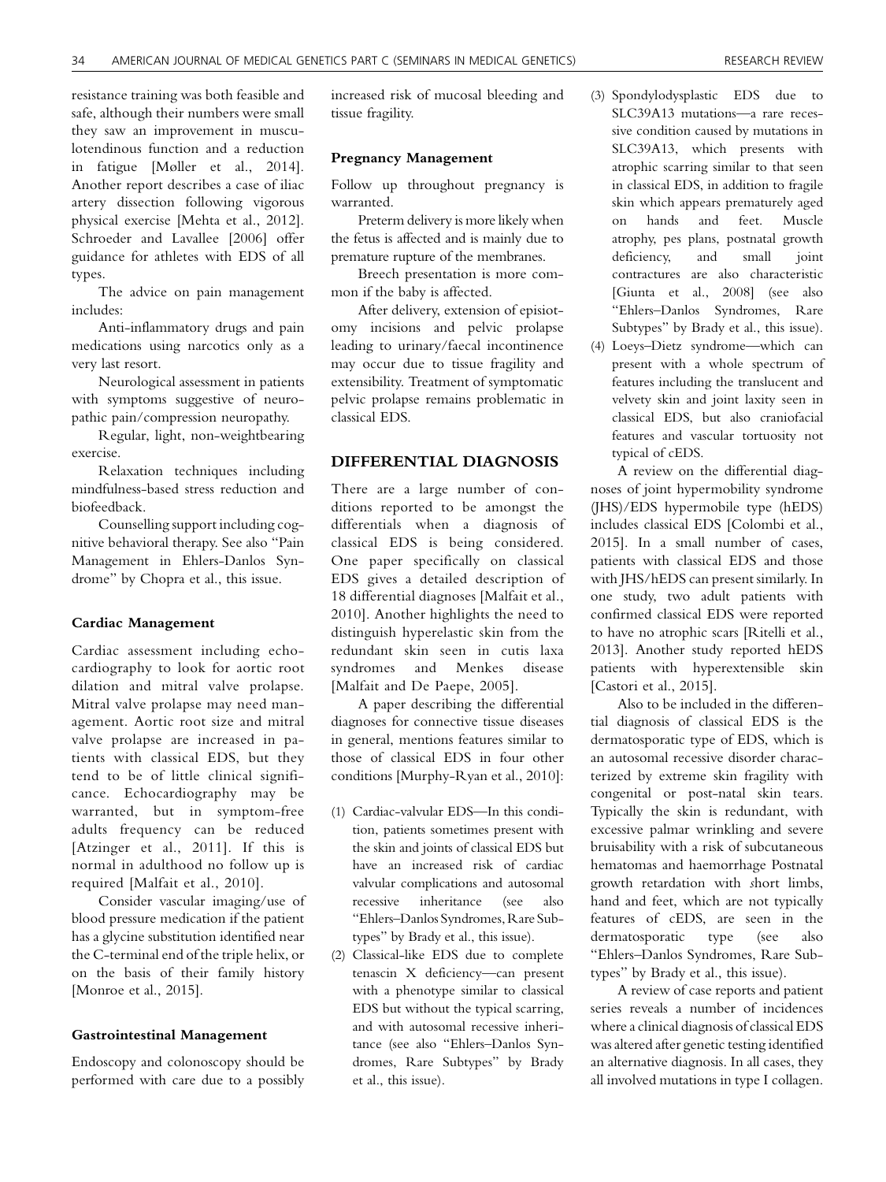resistance training was both feasible and safe, although their numbers were small they saw an improvement in musculotendinous function and a reduction in fatigue [Møller et al., 2014]. Another report describes a case of iliac artery dissection following vigorous physical exercise [Mehta et al., 2012]. Schroeder and Lavallee [2006] offer guidance for athletes with EDS of all types.

The advice on pain management includes:

Anti-inflammatory drugs and pain medications using narcotics only as a very last resort.

Neurological assessment in patients with symptoms suggestive of neuropathic pain/compression neuropathy.

Regular, light, non-weightbearing exercise.

Relaxation techniques including mindfulness-based stress reduction and biofeedback.

Counselling support including cognitive behavioral therapy. See also "Pain Management in Ehlers-Danlos Syndrome" by Chopra et al., this issue.

### Cardiac Management

Cardiac assessment including echocardiography to look for aortic root dilation and mitral valve prolapse. Mitral valve prolapse may need management. Aortic root size and mitral valve prolapse are increased in patients with classical EDS, but they tend to be of little clinical significance. Echocardiography may be warranted, but in symptom-free adults frequency can be reduced [Atzinger et al., 2011]. If this is normal in adulthood no follow up is required [Malfait et al., 2010].

Consider vascular imaging/use of blood pressure medication if the patient has a glycine substitution identified near the C-terminal end of the triple helix, or on the basis of their family history [Monroe et al., 2015].

### Gastrointestinal Management

Endoscopy and colonoscopy should be performed with care due to a possibly increased risk of mucosal bleeding and tissue fragility.

### Pregnancy Management

Follow up throughout pregnancy is warranted.

Preterm delivery is more likely when the fetus is affected and is mainly due to premature rupture of the membranes.

Breech presentation is more common if the baby is affected.

After delivery, extension of episiotomy incisions and pelvic prolapse leading to urinary/faecal incontinence may occur due to tissue fragility and extensibility. Treatment of symptomatic pelvic prolapse remains problematic in classical EDS.

## DIFFERENTIAL DIAGNOSIS

There are a large number of conditions reported to be amongst the differentials when a diagnosis of classical EDS is being considered. One paper specifically on classical EDS gives a detailed description of 18 differential diagnoses [Malfait et al., 2010]. Another highlights the need to distinguish hyperelastic skin from the redundant skin seen in cutis laxa syndromes and Menkes disease [Malfait and De Paepe, 2005].

A paper describing the differential diagnoses for connective tissue diseases in general, mentions features similar to those of classical EDS in four other conditions [Murphy-Ryan et al., 2010]:

(1) Cardiac-valvular EDS—In this condition, patients sometimes present with the skin and joints of classical EDS but have an increased risk of cardiac valvular complications and autosomal recessive inheritance (see also "Ehlers–Danlos Syndromes, Rare Subtypes" by Brady et al., this issue).
(2) Classical-like EDS due to complete tenascin X deficiency—can present with a phenotype similar to classical EDS but without the typical scarring, and with autosomal recessive inheritance (see also "Ehlers–Danlos Syndromes, Rare Subtypes" by Brady et al., this issue).
(3) Spondylodysplastic EDS due to SLC39A13 mutations—a rare recessive condition caused by mutations in SLC39A13, which presents with atrophic scarring similar to that seen in classical EDS, in addition to fragile skin which appears prematurely aged on hands and feet. Muscle atrophy, pes plans, postnatal growth deficiency, and small joint contractures are also characteristic [Giunta et al., 2008] (see also "Ehlers–Danlos Syndromes, Rare Subtypes" by Brady et al., this issue).
(4) Loeys–Dietz syndrome—which can present with a whole spectrum of features including the translucent and velvety skin and joint laxity seen in classical EDS, but also craniofacial features and vascular tortuosity not typical of cEDS.

A review on the differential diagnoses of joint hypermobility syndrome (JHS)/EDS hypermobile type (hEDS) includes classical EDS [Colombi et al., 2015]. In a small number of cases, patients with classical EDS and those with JHS/hEDS can present similarly. In one study, two adult patients with confirmed classical EDS were reported to have no atrophic scars [Ritelli et al., 2013]. Another study reported hEDS patients with hyperextensible skin [Castori et al., 2015].

Also to be included in the differential diagnosis of classical EDS is the dermatosporatic type of EDS, which is an autosomal recessive disorder characterized by extreme skin fragility with congenital or post-natal skin tears. Typically the skin is redundant, with excessive palmar wrinkling and severe bruisability with a risk of subcutaneous hematomas and haemorrhage Postnatal growth retardation with short limbs, hand and feet, which are not typically features of cEDS, are seen in the dermatosporatic type (see also "Ehlers–Danlos Syndromes, Rare Subtypes" by Brady et al., this issue).

A review of case reports and patient series reveals a number of incidences where a clinical diagnosis of classical EDS was altered after genetic testing identified an alternative diagnosis. In all cases, they all involved mutations in type I collagen.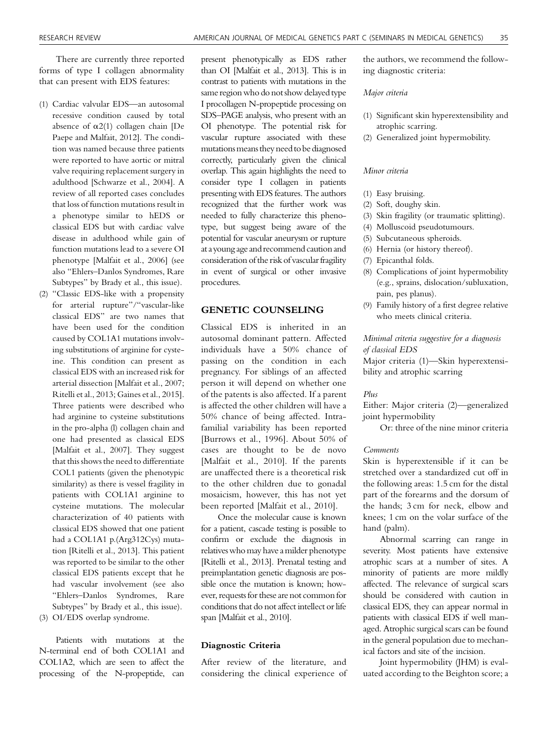There are currently three reported forms of type I collagen abnormality that can present with EDS features:

(1) Cardiac valvular EDS—an autosomal recessive condition caused by total absence of α2(1) collagen chain [De Paepe and Malfait, 2012]. The condition was named because three patients were reported to have aortic or mitral valve requiring replacement surgery in adulthood [Schwarze et al., 2004]. A review of all reported cases concludes that loss of function mutations result in a phenotype similar to hEDS or classical EDS but with cardiac valve disease in adulthood while gain of function mutations lead to a severe OI phenotype [Malfait et al., 2006] (see also "Ehlers–Danlos Syndromes, Rare Subtypes" by Brady et al., this issue).
(2) "Classic EDS-like with a propensity for arterial rupture"/"vascular-like classical EDS" are two names that have been used for the condition caused by COL1A1 mutations involving substitutions of arginine for cysteine. This condition can present as classical EDS with an increased risk for arterial dissection [Malfait et al., 2007; Ritelli et al., 2013; Gaines et al., 2015]. Three patients were described who had arginine to cysteine substitutions in the pro-alpha (l) collagen chain and one had presented as classical EDS [Malfait et al., 2007]. They suggest that this shows the need to differentiate COL1 patients (given the phenotypic similarity) as there is vessel fragility in patients with COL1A1 arginine to cysteine mutations. The molecular characterization of 40 patients with classical EDS showed that one patient had a COL1A1 p.(Arg312Cys) mutation [Ritelli et al., 2013]. This patient was reported to be similar to the other classical EDS patients except that he had vascular involvement (see also "Ehlers–Danlos Syndromes, Rare Subtypes" by Brady et al., this issue).
(3) OI/EDS overlap syndrome.

Patients with mutations at the N-terminal end of both COL1A1 and COL1A2, which are seen to affect the processing of the N-propeptide, can present phenotypically as EDS rather than OI [Malfait et al., 2013]. This is in contrast to patients with mutations in the same region who do not show delayed type I procollagen N-propeptide processing on SDS–PAGE analysis, who present with an OI phenotype. The potential risk for vascular rupture associated with these mutations means they need to be diagnosed correctly, particularly given the clinical overlap. This again highlights the need to consider type I collagen in patients presenting with EDS features. The authors recognized that the further work was needed to fully characterize this phenotype, but suggest being aware of the potential for vascular aneurysm or rupture at a young age and recommend caution and consideration of the risk of vascular fragility in event of surgical or other invasive procedures.

## GENETIC COUNSELING

Classical EDS is inherited in an autosomal dominant pattern. Affected individuals have a 50% chance of passing on the condition in each pregnancy. For siblings of an affected person it will depend on whether one of the patents is also affected. If a parent is affected the other children will have a 50% chance of being affected. Intrafamilial variability has been reported [Burrows et al., 1996]. About 50% of cases are thought to be de novo [Malfait et al., 2010]. If the parents are unaffected there is a theoretical risk to the other children due to gonadal mosaicism, however, this has not yet been reported [Malfait et al., 2010].

Once the molecular cause is known for a patient, cascade testing is possible to confirm or exclude the diagnosis in relatives who may have a milder phenotype [Ritelli et al., 2013]. Prenatal testing and preimplantation genetic diagnosis are possible once the mutation is known; however, requests for these are not common for conditions that do not affect intellect or life span [Malfait et al., 2010].

### Diagnostic Criteria

After review of the literature, and considering the clinical experience of the authors, we recommend the following diagnostic criteria:

*Major criteria*

(1) Significant skin hyperextensibility and atrophic scarring.
(2) Generalized joint hypermobility.

*Minor criteria*

(1) Easy bruising.
(2) Soft, doughy skin.
(3) Skin fragility (or traumatic splitting).
(4) Molluscoid pseudotumours.
(5) Subcutaneous spheroids.
(6) Hernia (or history thereof).
(7) Epicanthal folds.
(8) Complications of joint hypermobility (e.g., sprains, dislocation/subluxation, pain, pes planus).
(9) Family history of a first degree relative who meets clinical criteria.

*Minimal criteria suggestive for a diagnosis of classical EDS*

Major criteria (1)—Skin hyperextensibility and atrophic scarring

*Plus*

Either: Major criteria (2)—generalized joint hypermobility

Or: three of the nine minor criteria

*Comments*

Skin is hyperextensible if it can be stretched over a standardized cut off in the following areas: 1.5 cm for the distal part of the forearms and the dorsum of the hands; 3 cm for neck, elbow and knees; 1 cm on the volar surface of the hand (palm).

Abnormal scarring can range in severity. Most patients have extensive atrophic scars at a number of sites. A minority of patients are more mildly affected. The relevance of surgical scars should be considered with caution in classical EDS, they can appear normal in patients with classical EDS if well managed. Atrophic surgical scars can be found in the general population due to mechanical factors and site of the incision.

Joint hypermobility (JHM) is evaluated according to the Beighton score; a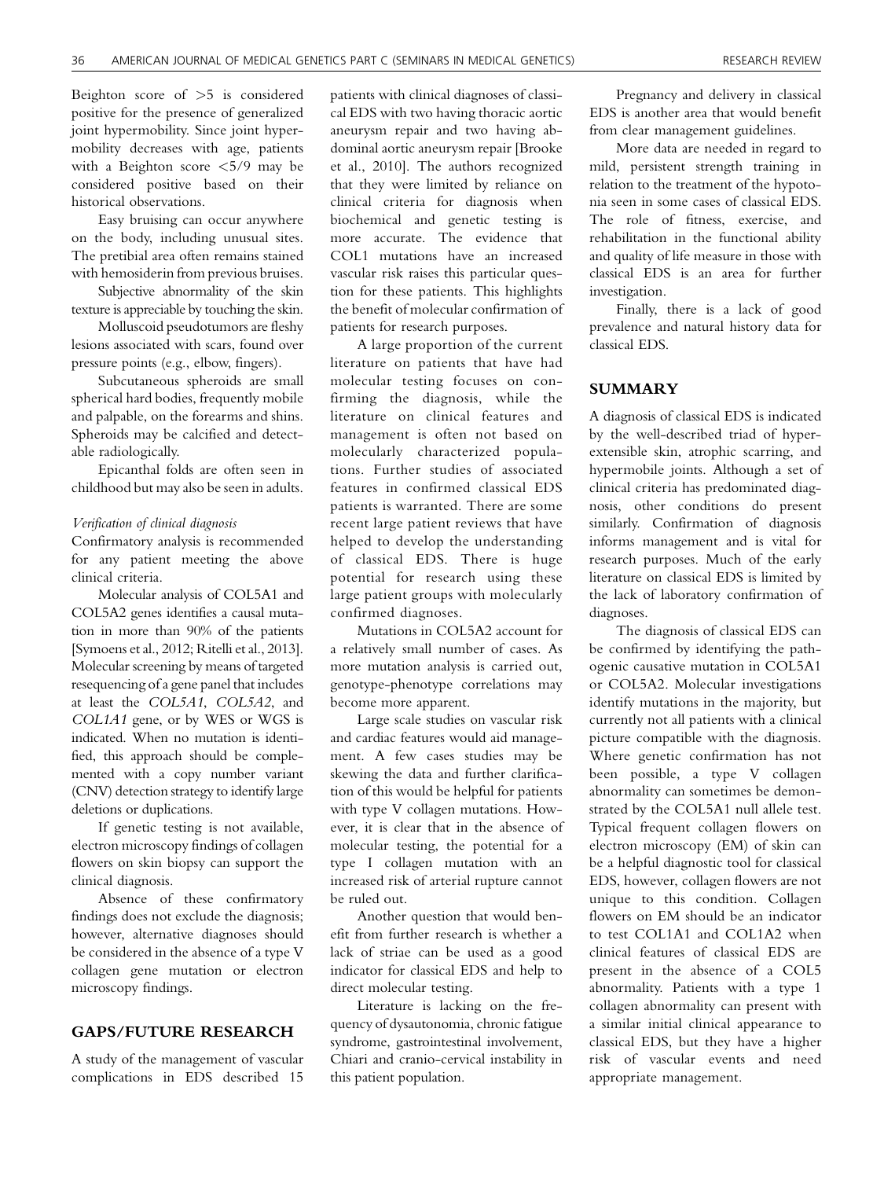Beighton score of >5 is considered positive for the presence of generalized joint hypermobility. Since joint hypermobility decreases with age, patients with a Beighton score <5/9 may be considered positive based on their historical observations.

Easy bruising can occur anywhere on the body, including unusual sites. The pretibial area often remains stained with hemosiderin from previous bruises.

Subjective abnormality of the skin texture is appreciable by touching the skin.

Molluscoid pseudotumors are fleshy lesions associated with scars, found over pressure points (e.g., elbow, fingers).

Subcutaneous spheroids are small spherical hard bodies, frequently mobile and palpable, on the forearms and shins. Spheroids may be calcified and detectable radiologically.

Epicanthal folds are often seen in childhood but may also be seen in adults.

*Verification of clinical diagnosis*

Confirmatory analysis is recommended for any patient meeting the above clinical criteria.

Molecular analysis of COL5A1 and COL5A2 genes identifies a causal mutation in more than 90% of the patients [Symoens et al., 2012; Ritelli et al., 2013]. Molecular screening by means of targeted resequencing of a gene panel that includes at least the *COL5A1*, *COL5A2*, and *COL1A1* gene, or by WES or WGS is indicated. When no mutation is identified, this approach should be complemented with a copy number variant (CNV) detection strategy to identify large deletions or duplications.

If genetic testing is not available, electron microscopy findings of collagen flowers on skin biopsy can support the clinical diagnosis.

Absence of these confirmatory findings does not exclude the diagnosis; however, alternative diagnoses should be considered in the absence of a type V collagen gene mutation or electron microscopy findings.

## GAPS/FUTURE RESEARCH

A study of the management of vascular complications in EDS described 15 patients with clinical diagnoses of classical EDS with two having thoracic aortic aneurysm repair and two having abdominal aortic aneurysm repair [Brooke et al., 2010]. The authors recognized that they were limited by reliance on clinical criteria for diagnosis when biochemical and genetic testing is more accurate. The evidence that COL1 mutations have an increased vascular risk raises this particular question for these patients. This highlights the benefit of molecular confirmation of patients for research purposes.

A large proportion of the current literature on patients that have had molecular testing focuses on confirming the diagnosis, while the literature on clinical features and management is often not based on molecularly characterized populations. Further studies of associated features in confirmed classical EDS patients is warranted. There are some recent large patient reviews that have helped to develop the understanding of classical EDS. There is huge potential for research using these large patient groups with molecularly confirmed diagnoses.

Mutations in COL5A2 account for a relatively small number of cases. As more mutation analysis is carried out, genotype-phenotype correlations may become more apparent.

Large scale studies on vascular risk and cardiac features would aid management. A few cases studies may be skewing the data and further clarification of this would be helpful for patients with type V collagen mutations. However, it is clear that in the absence of molecular testing, the potential for a type I collagen mutation with an increased risk of arterial rupture cannot be ruled out.

Another question that would benefit from further research is whether a lack of striae can be used as a good indicator for classical EDS and help to direct molecular testing.

Literature is lacking on the frequency of dysautonomia, chronic fatigue syndrome, gastrointestinal involvement, Chiari and cranio-cervical instability in this patient population.

Pregnancy and delivery in classical EDS is another area that would benefit from clear management guidelines.

More data are needed in regard to mild, persistent strength training in relation to the treatment of the hypotonia seen in some cases of classical EDS. The role of fitness, exercise, and rehabilitation in the functional ability and quality of life measure in those with classical EDS is an area for further investigation.

Finally, there is a lack of good prevalence and natural history data for classical EDS.

## SUMMARY

A diagnosis of classical EDS is indicated by the well-described triad of hyperextensible skin, atrophic scarring, and hypermobile joints. Although a set of clinical criteria has predominated diagnosis, other conditions do present similarly. Confirmation of diagnosis informs management and is vital for research purposes. Much of the early literature on classical EDS is limited by the lack of laboratory confirmation of diagnoses.

The diagnosis of classical EDS can be confirmed by identifying the pathogenic causative mutation in COL5A1 or COL5A2. Molecular investigations identify mutations in the majority, but currently not all patients with a clinical picture compatible with the diagnosis. Where genetic confirmation has not been possible, a type V collagen abnormality can sometimes be demonstrated by the COL5A1 null allele test. Typical frequent collagen flowers on electron microscopy (EM) of skin can be a helpful diagnostic tool for classical EDS, however, collagen flowers are not unique to this condition. Collagen flowers on EM should be an indicator to test COL1A1 and COL1A2 when clinical features of classical EDS are present in the absence of a COL5 abnormality. Patients with a type 1 collagen abnormality can present with a similar initial clinical appearance to classical EDS, but they have a higher risk of vascular events and need appropriate management.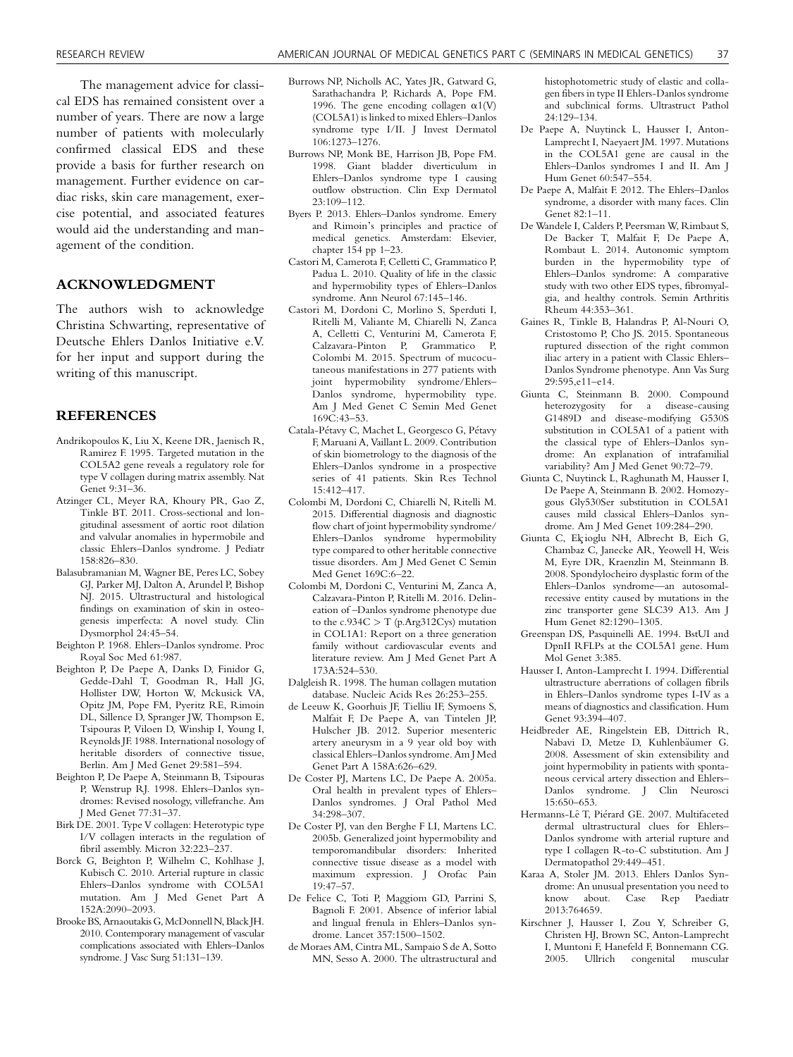The management advice for classical EDS has remained consistent over a number of years. There are now a large number of patients with molecularly confirmed classical EDS and these provide a basis for further research on management. Further evidence on cardiac risks, skin care management, exercise potential, and associated features would aid the understanding and management of the condition.

## ACKNOWLEDGMENT

The authors wish to acknowledge Christina Schwarting, representative of Deutsche Ehlers Danlos Initiative e.V. for her input and support during the writing of this manuscript.

## REFERENCES

Andrikopoulos K, Liu X, Keene DR, Jaenisch R, Ramirez F. 1995. Targeted mutation in the COL5A2 gene reveals a regulatory role for type V collagen during matrix assembly. Nat Genet 9:31–36.

Atzinger CL, Meyer RA, Khoury PR, Gao Z, Tinkle BT. 2011. Cross-sectional and longitudinal assessment of aortic root dilation and valvular anomalies in hypermobile and classic Ehlers–Danlos syndrome. J Pediatr 158:826–830.

Balasubramanian M, Wagner BE, Peres LC, Sobey GJ, Parker MJ, Dalton A, Arundel P, Bishop NJ. 2015. Ultrastructural and histological findings on examination of skin in osteogenesis imperfecta: A novel study. Clin Dysmorphol 24:45–54.

Beighton P. 1968. Ehlers–Danlos syndrome. Proc Royal Soc Med 61:987.

Beighton P, De Paepe A, Danks D, Finidor G, Gedde-Dahl T, Goodman R, Hall JG, Hollister DW, Horton W, Mckusick VA, Opitz JM, Pope FM, Pyeritz RE, Rimoin DL, Sillence D, Spranger JW, Thompson E, Tsipouras P, Viloen D, Winship I, Young I, Reynolds JF. 1988. International nosology of heritable disorders of connective tissue, Berlin. Am J Med Genet 29:581–594.

Beighton P, De Paepe A, Steinmann B, Tsipouras P, Wenstrup RJ. 1998. Ehlers–Danlos syndromes: Revised nosology, villefranche. Am J Med Genet 77:31–37.

Birk DE. 2001. Type V collagen: Heterotypic type I/V collagen interacts in the regulation of fibril assembly. Micron 32:223–237.

Borck G, Beighton P, Wilhelm C, Kohlhase J, Kubisch C. 2010. Arterial rupture in classic Ehlers–Danlos syndrome with COL5A1 mutation. Am J Med Genet Part A 152A:2090–2093.

Brooke BS, Arnaoutakis G, McDonnell N, Black JH. 2010. Contemporary management of vascular complications associated with Ehlers–Danlos syndrome. J Vasc Surg 51:131–139.

Burrows NP, Nicholls AC, Yates JR, Gatward G, Sarathachandra P, Richards A, Pope FM. 1996. The gene encoding collagen α1(V) (COL5A1) is linked to mixed Ehlers–Danlos syndrome type I/II. J Invest Dermatol 106:1273–1276.

Burrows NP, Monk BE, Harrison JB, Pope FM. 1998. Giant bladder diverticulum in Ehlers–Danlos syndrome type I causing outflow obstruction. Clin Exp Dermatol 23:109–112.

Byers P. 2013. Ehlers–Danlos syndrome. Emery and Rimoin's principles and practice of medical genetics. Amsterdam: Elsevier, chapter 154 pp 1–23.

Castori M, Camerota F, Celletti C, Grammatico P, Padua L. 2010. Quality of life in the classic and hypermobility types of Ehlers–Danlos syndrome. Ann Neurol 67:145–146.

Castori M, Dordoni C, Morlino S, Sperduti I, Ritelli M, Valiante M, Chiarelli N, Zanca A, Celletti C, Venturini M, Camerota F, Calzavara-Pinton P, Grammatico P, Colombi M. 2015. Spectrum of mucocutaneous manifestations in 277 patients with joint hypermobility syndrome/Ehlers–Danlos syndrome, hypermobility type. Am J Med Genet C Semin Med Genet 169C:43–53.

Catala-Pétavy C, Machet L, Georgesco G, Pétavy F, Maruani A, Vaillant L. 2009. Contribution of skin biometrology to the diagnosis of the Ehlers–Danlos syndrome in a prospective series of 41 patients. Skin Res Technol 15:412–417.

Colombi M, Dordoni C, Chiarelli N, Ritelli M. 2015. Differential diagnosis and diagnostic flow chart of joint hypermobility syndrome/Ehlers–Danlos syndrome hypermobility type compared to other heritable connective tissue disorders. Am J Med Genet C Semin Med Genet 169C:6–22.

Colombi M, Dordoni C, Venturini M, Zanca A, Calzavara-Pinton P, Ritelli M. 2016. Delineation of –Danlos syndrome phenotype due to the c.934C > T (p.Arg312Cys) mutation in COL1A1: Report on a three generation family without cardiovascular events and literature review. Am J Med Genet Part A 173A:524–530.

Dalgleish R. 1998. The human collagen mutation database. Nucleic Acids Res 26:253–255.

de Leeuw K, Goorhuis JF, Tielliu IF, Symoens S, Malfait F, De Paepe A, van Tintelen JP, Hulscher JB. 2012. Superior mesenteric artery aneurysm in a 9 year old boy with classical Ehlers–Danlos syndrome. Am J Med Genet Part A 158A:626–629.

De Coster PJ, Martens LC, De Paepe A. 2005a. Oral health in prevalent types of Ehlers–Danlos syndromes. J Oral Pathol Med 34:298–307.

De Coster PJ, van den Berghe F LI, Martens LC. 2005b. Generalized joint hypermobility and temporomandibular disorders: Inherited connective tissue disease as a model with maximum expression. J Orofac Pain 19:47–57.

De Felice C, Toti P, Maggiom GD, Parrini S, Bagnoli F. 2001. Absence of inferior labial and lingual frenula in Ehlers–Danlos syndrome. Lancet 357:1500–1502.

de Moraes AM, Cintra ML, Sampaio S de A, Sotto MN, Sesso A. 2000. The ultrastructural and histophotometric study of elastic and collagen fibers in type II Ehlers-Danlos syndrome and subclinical forms. Ultrastruct Pathol 24:129–134.

De Paepe A, Nuytinck L, Hausser I, Anton-Lamprecht I, Naeyaert JM. 1997. Mutations in the COL5A1 gene are causal in the Ehlers–Danlos syndromes I and II. Am J Hum Genet 60:547–554.

De Paepe A, Malfait F. 2012. The Ehlers–Danlos syndrome, a disorder with many faces. Clin Genet 82:1–11.

De Wandele I, Calders P, Peersman W, Rimbaut S, De Backer T, Malfait F, De Paepe A, Rombaut L. 2014. Autonomic symptom burden in the hypermobility type of Ehlers–Danlos syndrome: A comparative study with two other EDS types, fibromyalgia, and healthy controls. Semin Arthritis Rheum 44:353–361.

Gaines R, Tinkle B, Halandras P, Al-Nouri O, Cristostomo P, Cho JS. 2015. Spontaneous ruptured dissection of the right common iliac artery in a patient with Classic Ehlers–Danlos Syndrome phenotype. Ann Vas Surg 29:595,e11–e14.

Giunta C, Steinmann B. 2000. Compound heterozygosity for a disease-causing G1489D and disease-modifying G530S substitution in COL5A1 of a patient with the classical type of Ehlers–Danlos syndrome: An explanation of intrafamilial variability? Am J Med Genet 90:72–79.

Giunta C, Nuytinck L, Raghunath M, Hausser I, De Paepe A, Steinmann B. 2002. Homozygous Gly530Ser substitution in COL5A1 causes mild classical Ehlers–Danlos syndrome. Am J Med Genet 109:284–290.

Giunta C, Elçioglu NH, Albrecht B, Eich G, Chambaz C, Janecke AR, Yeowell H, Weis M, Eyre DR, Kraenzlin M, Steinmann B. 2008. Spondylocheiro dysplastic form of the Ehlers–Danlos syndrome—an autosomal-recessive entity caused by mutations in the zinc transporter gene SLC39 A13. Am J Hum Genet 82:1290–1305.

Greenspan DS, Pasquinelli AE. 1994. BstUI and DpnII RFLPs at the COL5A1 gene. Hum Mol Genet 3:385.

Hausser I, Anton-Lamprecht I. 1994. Differential ultrastructure aberrations of collagen fibrils in Ehlers–Danlos syndrome types I-IV as a means of diagnostics and classification. Hum Genet 93:394–407.

Heidbreder AE, Ringelstein EB, Dittrich R, Nabavi D, Metze D, Kuhlenbäumer G. 2008. Assessment of skin extensibility and joint hypermobility in patients with spontaneous cervical artery dissection and Ehlers–Danlos syndrome. J Clin Neurosci 15:650–653.

Hermanns-Lê T, Piérard GE. 2007. Multifaceted dermal ultrastructural clues for Ehlers–Danlos syndrome with arterial rupture and type I collagen R-to-C substitution. Am J Dermatopathol 29:449–451.

Karaa A, Stoler JM. 2013. Ehlers Danlos Syndrome: An unusual presentation you need to know about. Case Rep Paediatr 2013:764659.

Kirschner J, Hausser I, Zou Y, Schreiber G, Christen HJ, Brown SC, Anton-Lamprecht I, Muntoni F, Hanefeld F, Bonnemann CG. 2005. Ullrich congenital muscular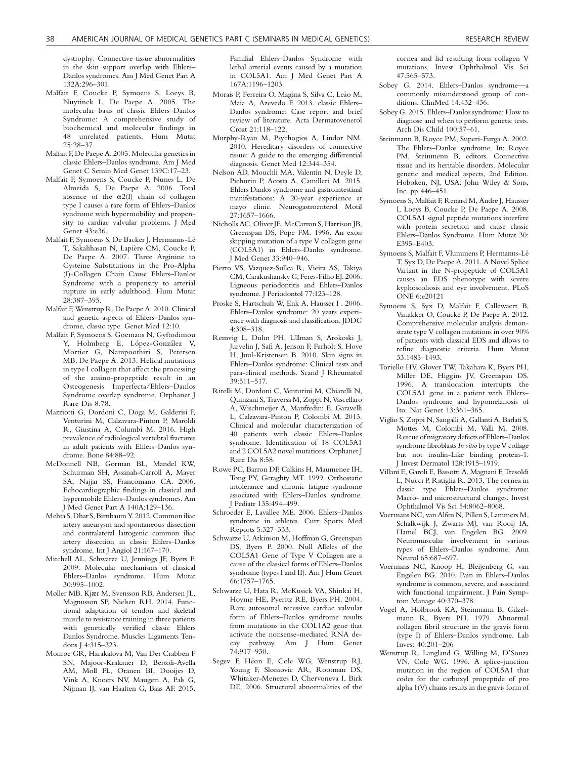dystrophy: Connective tissue abnormalities in the skin support overlap with Ehlers–Danlos syndromes. Am J Med Genet Part A 132A:296–301.

Malfait F, Coucke P, Symoens S, Loeys B, Nuytinck L, De Paepe A. 2005. The molecular basis of classic Ehlers–Danlos Syndrome: A comprehensive study of biochemical and molecular findings in 48 unrelated patients. Hum Mutat 25:28–37.

Malfait F, De Paepe A. 2005. Molecular genetics in classic Ehlers–Danlos syndrome. Am J Med Genet C Semin Med Genet 139C:17–23.

Malfait F, Symoens S, Coucke P, Nunes L, De Almeida S, De Paepe A. 2006. Total absence of the α2(I) chain of collagen type I causes a rare form of Ehlers–Danlos syndrome with hypermobility and propensity to cardiac valvular problems. J Med Genet 43:e36.

Malfait F, Symoens S, De Backer J, Hermanns-Lê T, Sakalihasan N, Lapière CM, Coucke P, De Paepe A. 2007. Three Arginine to Cysteine Substitutions in the Pro-Alpha (I)-Collagen Chain Cause Ehlers–Danlos Syndrome with a propensity to arterial rupture in early adulthood. Hum Mutat 28:387–395.

Malfait F, Wenstrup R, De Paepe A. 2010. Clinical and genetic aspects of Ehlers–Danlos syndrome, classic type. Genet Med 12:10.

Malfait F, Symoens S, Goemans N, Gyftodimou Y, Holmberg E, López-González V, Mortier G, Nampoothiri S, Petersen MB, De Paepe A. 2013. Helical mutations in type I collagen that affect the processing of the amino-propeptide result in an Osteogenesis Imperfecta/Ehlers–Danlos Syndrome overlap syndrome. Orphanet J Rare Dis 8:78.

Mazziotti G, Dordoni C, Doga M, Galderisi F, Venturini M, Calzavara-Pinton P, Maroldi R, Giustina A, Columbi M. 2016. High prevalence of radiological vertebral fractures in adult patients with Ehlers–Danlos syndrome. Bone 84:88–92.

McDonnell NB, Gorman BL, Mandel KW, Schurman SH, Assanah-Carroll A, Mayer SA, Najjar SS, Francomano CA. 2006. Echocardiographic findings in classical and hypermobile Ehlers–Danlos syndromes. Am J Med Genet Part A 140A:129–136.

Mehta S, Dhar S, Birnbaum Y. 2012. Common iliac artery aneurysm and spontaneous dissection and contralateral iatrogenic common iliac artery dissection in classic Ehlers–Danlos syndrome. Int J Angiol 21:167–170.

Mitchell AL, Schwarze U, Jennings JF, Byers P. 2009. Molecular mechanisms of classical Ehlers–Danlos syndrome. Hum Mutat 30:995–1002.

Møller MB, Kjær M, Svensson RB, Andersen JL, Magnusson SP, Nielsen RH. 2014. Functional adaptation of tendon and skeletal muscle to resistance training in three patients with genetically verified classic Ehlers Danlos Syndrome. Muscles Ligaments Tendons J 4:315–323.

Monroe GR, Harakalova M, Van Der Crabben F SN, Majoor-Krakauer D, Bertoli-Avella AM, Moll FL, Oranen BI, Dooijes D, Vink A, Knoers NV, Maugeri A, Pals G, Nijman IJ, van Haaften G, Baas AF. 2015. Familial Ehlers–Danlos Syndrome with lethal arterial events caused by a mutation in COL5A1. Am J Med Genet Part A 167A:1196–1203.

Morais P, Ferreira O, Magina S, Silva C, Leão M, Maia A, Azevedo F. 2013. classic Ehlers–Danlos syndrome: Case report and brief review of literature. Acta Dermatovenerol Croat 21:118–122.

Murphy-Ryan M, Psychogios A, Lindor NM. 2010. Hereditary disorders of connective tissue: A guide to the emerging differential diagnosis. Genet Med 12:344–354.

Nelson AD, Mouchli MA, Valentin N, Deyle D, Pichurin P, Acosta A, Camilleri M. 2015. Ehlers Danlos syndrome and gastrointestinal manifestations: A 20-year experience at mayo clinic. Neurogastroenterol Motil 27:1657–1666.

Nicholls AC, Oliver JE, McCarron S, Harrison JB, Greenspan DS, Pope FM. 1996. An exon skipping mutation of a type V collagen gene (COL5A1) in Ehlers–Danlos syndrome. J Med Genet 33:940–946.

Pierro VS, Vazquez-Sullca R, Vieira AS, Takiya CM, Carakushansky G, Feres-Filho EJ. 2006. Ligneous periodontitis and Ehlers–Danlos syndrome. J Periodontol 77:123–128.

Proske S, Hartschuh W, Enk A, Hausser I . 2006. Ehlers–Danlos syndrome: 20 years experience with diagnosis and classification. JDDG 4:308–318.

Remvig L, Duhn PH, Ullman S, Arokoski J, Jurvelin J, Safi A, Jenson F, Farholt S, Hove H, Juul-Kristensen B. 2010. Skin signs in Ehlers–Danlos syndrome: Clinical tests and para-clinical methods. Scand J Rheumatol 39:511–517.

Ritelli M, Dordoni C, Venturini M, Chiarelli N, Quinzani S, Traversa M, Zoppi N, Vascellaro A, Wischmeijer A, Manfredini E, Garavelli L, Calzavara-Pinton P, Colombi M. 2013. Clinical and molecular characterization of 40 patients with classic Ehlers–Danlos syndrome: Identification of 18 COL5A1 and 2 COL5A2 novel mutations. Orphanet J Rare Dis 8:58.

Rowe PC, Barron DF, Calkins H, Maumenee IH, Tong PY, Geraghty MT. 1999. Orthostatic intolerance and chronic fatigue syndrome associated with Ehlers–Danlos syndrome. J Pediatr 135:494–499.

Schroeder E, Lavallee ME. 2006. Ehlers–Danlos syndrome in athletes. Curr Sports Med Reports 5:327–333.

Schwarze U, Atkinson M, Hoffman G, Greenspan DS, Byers P. 2000. Null Alleles of the COL5A1 Gene of Type V Collagen are a cause of the classical forms of Ehlers–Danlos syndrome (types I and II). Am J Hum Genet 66:1757–1765.

Schwarze U, Hata R, McKusick VA, Shinkai H, Hoyme HE, Pyeritz RE, Byers PH. 2004. Rare autosomal recessive cardiac valvular form of Ehlers–Danlos syndrome results from mutations in the COL1A2 gene that activate the nonsense-mediated RNA decay pathway. Am J Hum Genet 74:917–930.

Segev F, Héon E, Cole WG, Wenstrup RJ, Young F, Slomovic AR, Rootman DS, Whitaker-Menezes D, Chervoneva I, Birk DE. 2006. Structural abnormalities of the cornea and lid resulting from collagen V mutations. Invest Ophthalmol Vis Sci 47:565–573.

Sobey G. 2014. Ehlers–Danlos syndrome—a commonly misunderstood group of conditions. ClinMed 14:432–436.

Sobey G. 2015. Ehlers–Danlos syndrome: How to diagnose and when to perform genetic tests. Arch Dis Child 100:57–61.

Steinmann B, Royce PM, Superi-Furga A. 2002. The Ehlers–Danlos syndrome. In: Royce PM, Steinmenn B, editors. Connective tissue and its heritable disorders. Molecular genetic and medical aspects, 2nd Edition. Hoboken, NJ, USA: John Wiley & Sons, Inc. pp 446–451.

Symoens S, Malfait F, Renard M, Andre J, Hausser I, Loeys B, Coucke P, De Paepe A. 2008. COL5A1 signal peptide mutations interfere with protein secretion and cause classic Ehlers–Danlos Syndrome. Hum Mutat 30: E395–E403.

Symoens S, Malfait F, Vlummens P, Hermanns-Lê T, Syx D, De Paepe A. 2011. A Novel Splice Variant in the N-propeptide of COL5A1 causes an EDS phenotype with severe kyphoscoliosis and eye involvement. PLoS ONE 6:e20121

Symoens S, Syx D, Malfait F, Callewaert B, Vanakker O, Coucke P, De Paepe A. 2012. Comprehensive molecular analysis demonstrate type V collagen mutations in over 90% of patients with classical EDS and allows to refine diagnostic criteria. Hum Mutat 33:1485–1493.

Toriello HV, Glover TW, Takahara K, Byers PH, Miller DE, Higgins JV, Greenspan DS. 1996. A translocation interrupts the COL5A1 gene in a patient with Ehlers–Danlos syndrome and hypomelanosis of Ito. Nat Genet 13:361–365.

Viglio S, Zoppi N, Sangalli A, Gallanti A, Barlati S, Mottes M, Colombi M, Valli M. 2008. Rescue of migratory defects of Ehlers–Danlos syndrome fibroblasts *In vitro* by type V collage but not insulin-Like binding protein-1. J Invest Dermatol 128:1915–1919.

Villani E, Garoli E, Bassotti A, Magnani F, Tresoldi L, Nucci P, Ratiglia R. 2013. The cornea in classic type Ehlers–Danlos syndrome: Macro- and microstructural changes. Invest Ophthalmol Vis Sci 54:8062–8068.

Voermans NC, van Alfen N, Pillen S, Lammers M, Schalkwijk J, Zwarts MJ, van Rooij IA, Hamel BCJ, van Engelen BG. 2009. Neuromuscular involvement in various types of Ehlers–Danlos syndrome. Ann Neurol 65:687–697.

Voermans NC, Knoop H, Bleijenberg G, van Engelen BG. 2010. Pain in Ehlers–Danlos syndrome is common, severe, and associated with functional impairment. J Pain Symptom Manage 40:370–378.

Vogel A, Holbrook KA, Steinmann B, Gilzelmann R, Byers PH. 1979. Abnormal collagen fibril structure in the gravis form (type I) of Ehlers–Danlos syndrome. Lab Invest 40:201–206

Wenstrup R, Langland G, Willing M, D'Souza VN, Cole WG. 1996. A splice-junction mutation in the region of COL5A1 that codes for the carboxyl propeptide of pro alpha 1(V) chains results in the gravis form of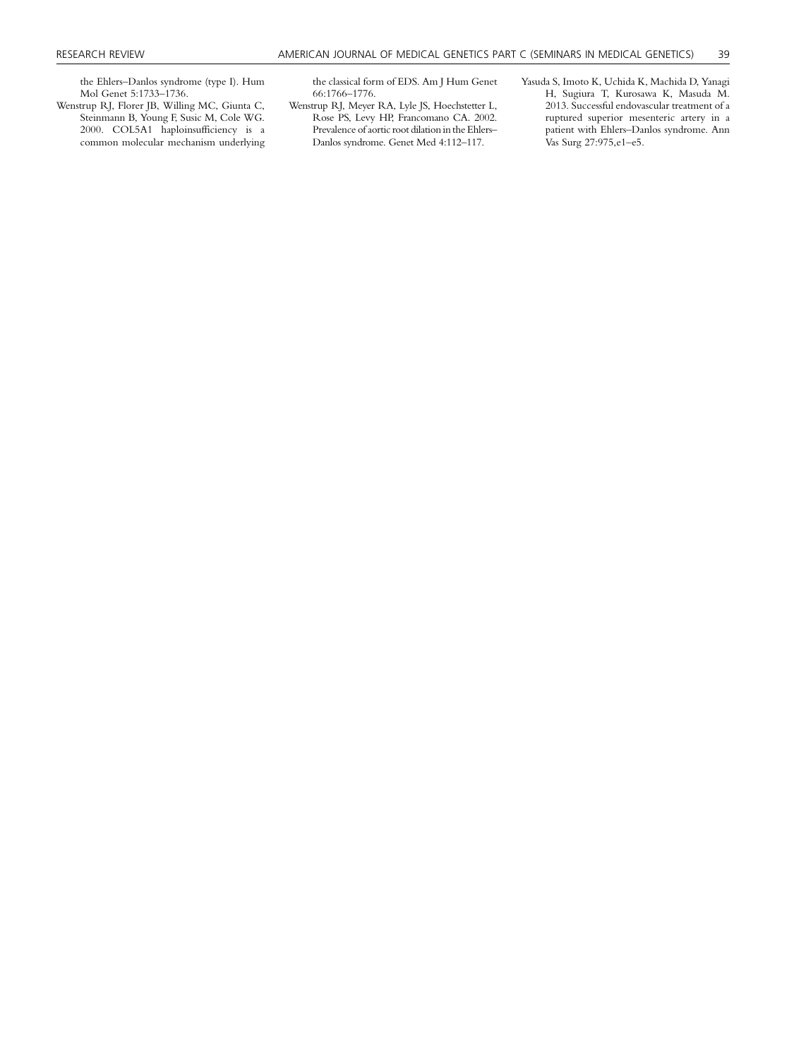the Ehlers–Danlos syndrome (type I). Hum Mol Genet 5:1733–1736.

Wenstrup RJ, Florer JB, Willing MC, Giunta C, Steinmann B, Young F, Susic M, Cole WG. 2000. COL5A1 haploinsufficiency is a common molecular mechanism underlying the classical form of EDS. Am J Hum Genet 66:1766–1776.

Wenstrup RJ, Meyer RA, Lyle JS, Hoechstetter L, Rose PS, Levy HP, Francomano CA. 2002. Prevalence of aortic root dilation in the Ehlers–Danlos syndrome. Genet Med 4:112–117.

Yasuda S, Imoto K, Uchida K, Machida D, Yanagi H, Sugiura T, Kurosawa K, Masuda M. 2013. Successful endovascular treatment of a ruptured superior mesenteric artery in a patient with Ehlers–Danlos syndrome. Ann Vas Surg 27:975,e1–e5.